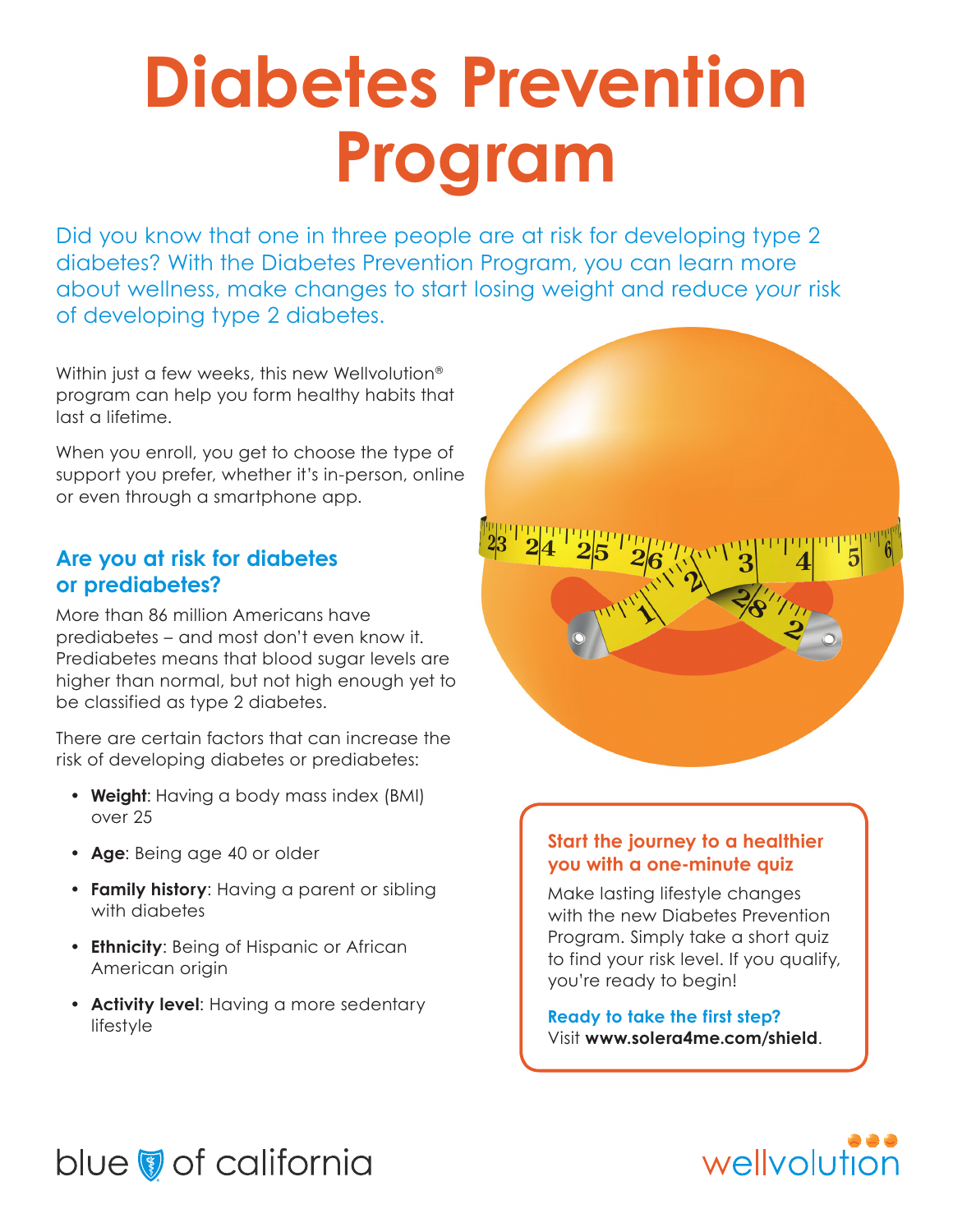# Diabetes Prevention Program

Did you know that one in three people are at risk for developing type 2 diabetes? With the Diabetes Prevention Program, you can learn more about wellness, make changes to start losing weight and reduce *your* risk of developing type 2 diabetes.

Within just a few weeks, this new Wellvolution® program can help you form healthy habits that last a lifetime.

When you enroll, you get to choose the type of support you prefer, whether it's in-person, online or even through a smartphone app.

## Are you at risk for diabetes or prediabetes?

More than 86 million Americans have prediabetes – and most don't even know it. Prediabetes means that blood sugar levels are higher than normal, but not high enough yet to be classified as type 2 diabetes.

There are certain factors that can increase the risk of developing diabetes or prediabetes:

- **Weight**: Having a body mass index (BMI) over 25
- **Age**: Being age 40 or older
- **Family history**: Having a parent or sibling with diabetes
- **Ethnicity**: Being of Hispanic or African American origin
- **Activity level**: Having a more sedentary lifestyle

### Start the journey to a healthier you with a one-minute quiz

Make lasting lifestyle changes with the new Diabetes Prevention Program. Simply take a short quiz to find your risk level. If you qualify, you're ready to begin!

**Ready to take the first step?**
Visit **www.solera4me.com/shield**.

blue of california

wellvolution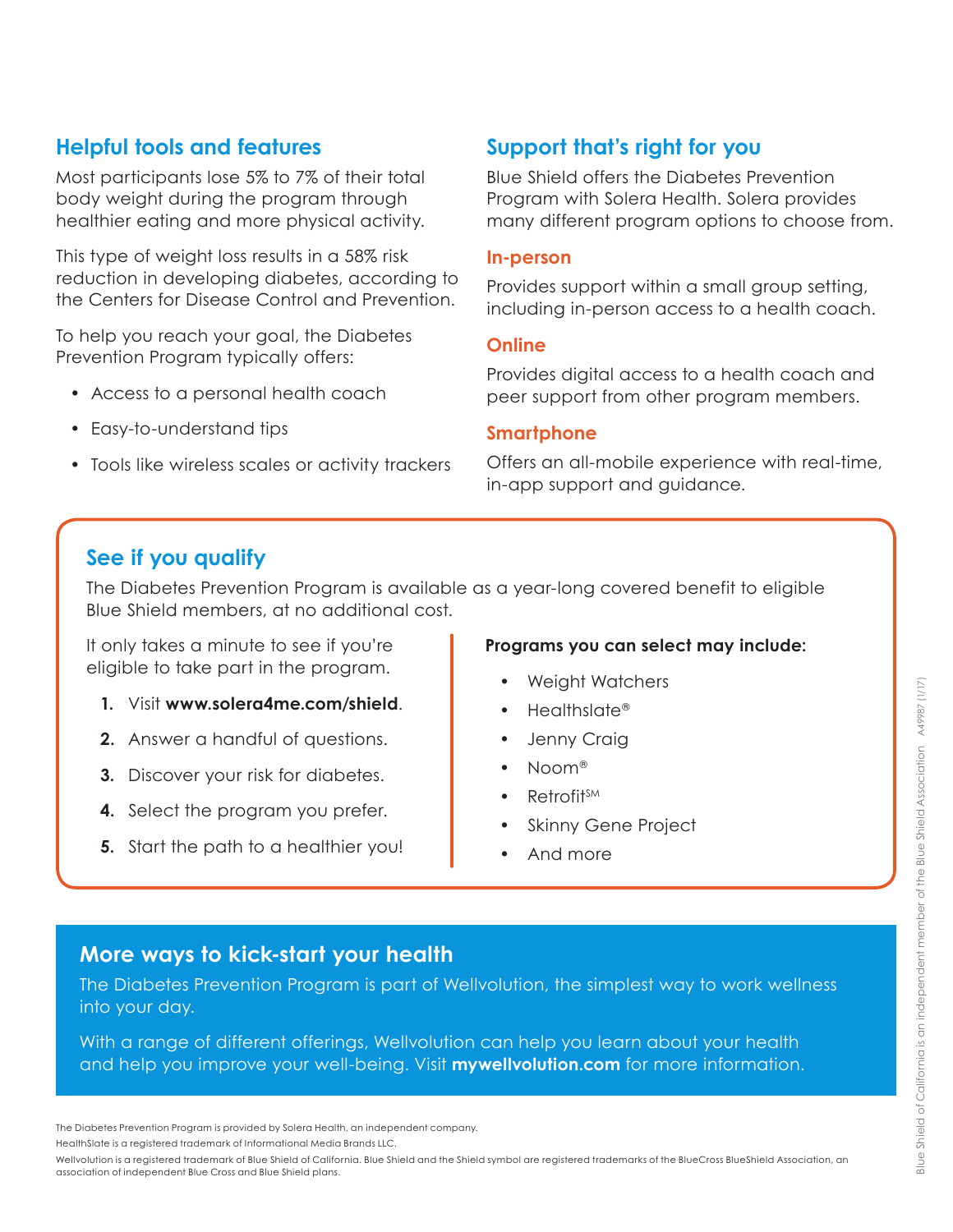## Helpful tools and features

Most participants lose 5% to 7% of their total body weight during the program through healthier eating and more physical activity.

This type of weight loss results in a 58% risk reduction in developing diabetes, according to the Centers for Disease Control and Prevention.

To help you reach your goal, the Diabetes Prevention Program typically offers:

- Access to a personal health coach
- Easy-to-understand tips
- Tools like wireless scales or activity trackers

## Support that's right for you

Blue Shield offers the Diabetes Prevention Program with Solera Health. Solera provides many different program options to choose from.

### In-person

Provides support within a small group setting, including in-person access to a health coach.

### Online

Provides digital access to a health coach and peer support from other program members.

### Smartphone

Offers an all-mobile experience with real-time, in-app support and guidance.

## See if you qualify

The Diabetes Prevention Program is available as a year-long covered benefit to eligible Blue Shield members, at no additional cost.

It only takes a minute to see if you're eligible to take part in the program.

1. Visit **www.solera4me.com/shield**.
2. Answer a handful of questions.
3. Discover your risk for diabetes.
4. Select the program you prefer.
5. Start the path to a healthier you!

**Programs you can select may include:**

- Weight Watchers
- Healthslate®
- Jenny Craig
- Noom®
- Retrofit℠
- Skinny Gene Project
- And more

## More ways to kick-start your health

The Diabetes Prevention Program is part of Wellvolution, the simplest way to work wellness into your day.

With a range of different offerings, Wellvolution can help you learn about your health and help you improve your well-being. Visit **mywellvolution.com** for more information.

The Diabetes Prevention Program is provided by Solera Health, an independent company.

HealthSlate is a registered trademark of Informational Media Brands LLC.

Wellvolution is a registered trademark of Blue Shield of California. Blue Shield and the Shield symbol are registered trademarks of the BlueCross BlueShield Association, an association of independent Blue Cross and Blue Shield plans.

Blue Shield of California is an independent member of the Blue Shield Association A49987 (1/17)